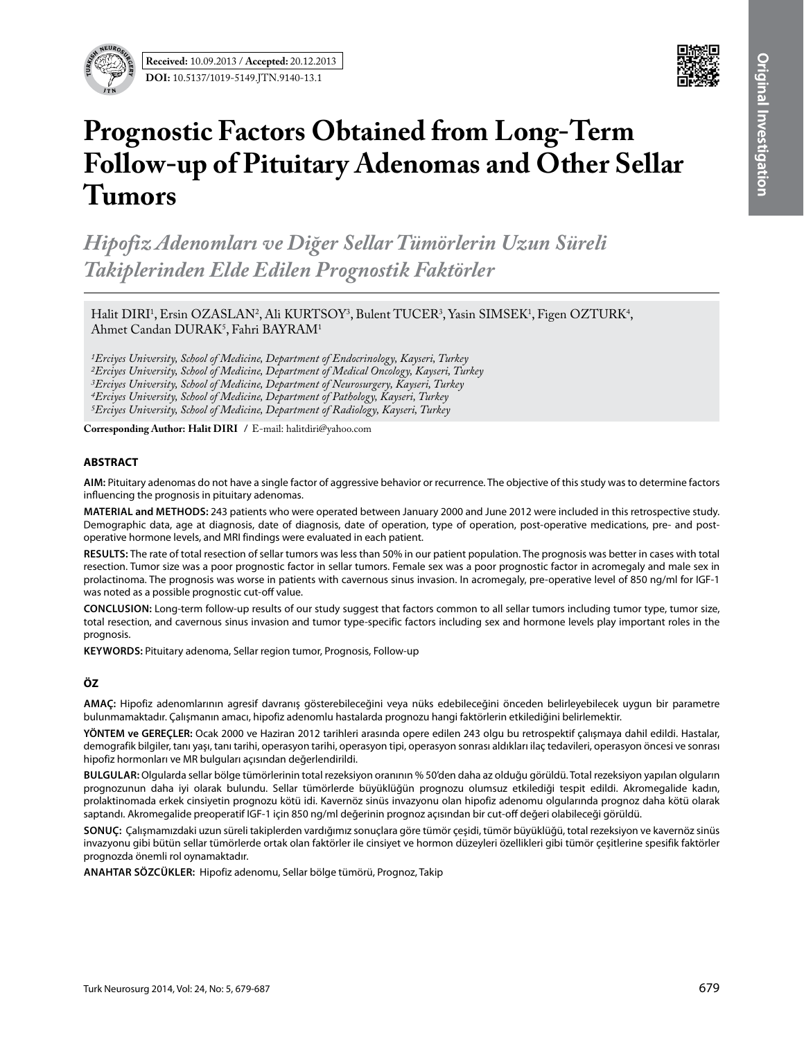**Received:** 10.09.2013 / **Accepted:** 20.12.2013

**DOI:** 10.5137/1019-5149.JTN.9140-13.1

Original Investigation

# Prognostic Factors Obtained from Long-Term Follow-up of Pituitary Adenomas and Other Sellar Tumors

## *Hipofiz Adenomları ve Diğer Sellar Tümörlerin Uzun Süreli Takiplerinden Elde Edilen Prognostik Faktörler*

Halit DIRI[1], Ersin OZASLAN[2], Ali KURTSOY[3], Bulent TUCER[3], Yasin SIMSEK[1], Figen OZTURK[4], Ahmet Candan DURAK[5], Fahri BAYRAM[1]

*[1]Erciyes University, School of Medicine, Department of Endocrinology, Kayseri, Turkey*
*[2]Erciyes University, School of Medicine, Department of Medical Oncology, Kayseri, Turkey*
*[3]Erciyes University, School of Medicine, Department of Neurosurgery, Kayseri, Turkey*
*[4]Erciyes University, School of Medicine, Department of Pathology, Kayseri, Turkey*
*[5]Erciyes University, School of Medicine, Department of Radiology, Kayseri, Turkey*

**Corresponding Author: Halit DIRI** / E-mail: halitdiri@yahoo.com

### ABSTRACT

**AIM:** Pituitary adenomas do not have a single factor of aggressive behavior or recurrence. The objective of this study was to determine factors influencing the prognosis in pituitary adenomas.

**MATERIAL and METHODS:** 243 patients who were operated between January 2000 and June 2012 were included in this retrospective study. Demographic data, age at diagnosis, date of diagnosis, date of operation, type of operation, post-operative medications, pre- and post-operative hormone levels, and MRI findings were evaluated in each patient.

**RESULTS:** The rate of total resection of sellar tumors was less than 50% in our patient population. The prognosis was better in cases with total resection. Tumor size was a poor prognostic factor in sellar tumors. Female sex was a poor prognostic factor in acromegaly and male sex in prolactinoma. The prognosis was worse in patients with cavernous sinus invasion. In acromegaly, pre-operative level of 850 ng/ml for IGF-1 was noted as a possible prognostic cut-off value.

**CONCLUSION:** Long-term follow-up results of our study suggest that factors common to all sellar tumors including tumor type, tumor size, total resection, and cavernous sinus invasion and tumor type-specific factors including sex and hormone levels play important roles in the prognosis.

**KEYWORDS:** Pituitary adenoma, Sellar region tumor, Prognosis, Follow-up

### ÖZ

**AMAÇ:** Hipofiz adenomlarının agresif davranış gösterebileceğini veya nüks edebileceğini önceden belirleyebilecek uygun bir parametre bulunmamaktadır. Çalışmanın amacı, hipofiz adenomlu hastalarda prognozu hangi faktörlerin etkilediğini belirlemektir.

**YÖNTEM ve GEREÇLER:** Ocak 2000 ve Haziran 2012 tarihleri arasında opere edilen 243 olgu bu retrospektif çalışmaya dahil edildi. Hastalar, demografik bilgiler, tanı yaşı, tanı tarihi, operasyon tarihi, operasyon tipi, operasyon sonrası aldıkları ilaç tedavileri, operasyon öncesi ve sonrası hipofiz hormonları ve MR bulguları açısından değerlendirildi.

**BULGULAR:** Olgularda sellar bölge tümörlerinin total rezeksiyon oranının % 50'den daha az olduğu görüldü. Total rezeksiyon yapılan olguların prognozunun daha iyi olarak bulundu. Sellar tümörlerde büyüklüğün prognozu olumsuz etkilediği tespit edildi. Akromegalide kadın, prolaktinomada erkek cinsiyetin prognozu kötü idi. Kavernöz sinüs invazyonu olan hipofiz adenomu olgularında prognoz daha kötü olarak saptandı. Akromegalide preoperatif IGF-1 için 850 ng/ml değerinin prognoz açısından bir cut-off değeri olabileceği görüldü.

**SONUÇ:** Çalışmamızdaki uzun süreli takiplerden vardığımız sonuçlara göre tümör çeşidi, tümör büyüklüğü, total rezeksiyon ve kavernöz sinüs invazyonu gibi bütün sellar tümörlerde ortak olan faktörler ile cinsiyet ve hormon düzeyleri özellikleri gibi tümör çeşitlerine spesifik faktörler prognozda önemli rol oynamaktadır.

**ANAHTAR SÖZCÜKLER:** Hipofiz adenomu, Sellar bölge tümörü, Prognoz, Takip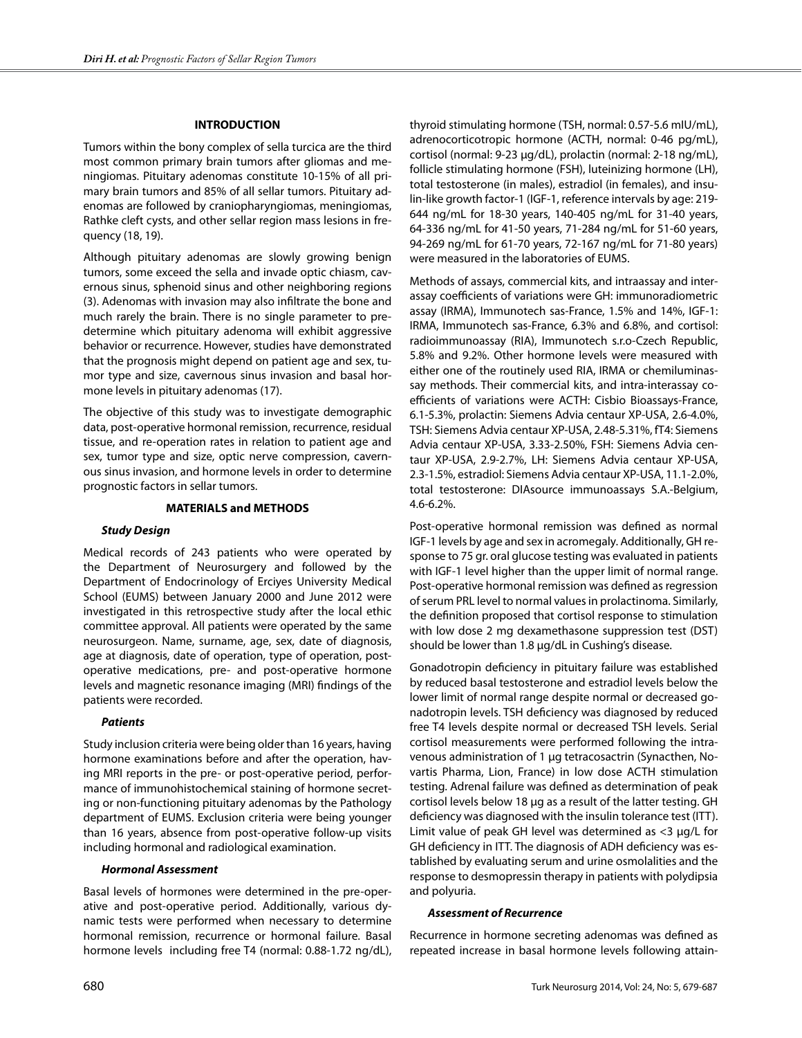## INTRODUCTION

Tumors within the bony complex of sella turcica are the third most common primary brain tumors after gliomas and meningiomas. Pituitary adenomas constitute 10-15% of all primary brain tumors and 85% of all sellar tumors. Pituitary adenomas are followed by craniopharyngiomas, meningiomas, Rathke cleft cysts, and other sellar region mass lesions in frequency (18, 19).

Although pituitary adenomas are slowly growing benign tumors, some exceed the sella and invade optic chiasm, cavernous sinus, sphenoid sinus and other neighboring regions (3). Adenomas with invasion may also infiltrate the bone and much rarely the brain. There is no single parameter to predetermine which pituitary adenoma will exhibit aggressive behavior or recurrence. However, studies have demonstrated that the prognosis might depend on patient age and sex, tumor type and size, cavernous sinus invasion and basal hormone levels in pituitary adenomas (17).

The objective of this study was to investigate demographic data, post-operative hormonal remission, recurrence, residual tissue, and re-operation rates in relation to patient age and sex, tumor type and size, optic nerve compression, cavernous sinus invasion, and hormone levels in order to determine prognostic factors in sellar tumors.

## MATERIALS and METHODS

### *Study Design*

Medical records of 243 patients who were operated by the Department of Neurosurgery and followed by the Department of Endocrinology of Erciyes University Medical School (EUMS) between January 2000 and June 2012 were investigated in this retrospective study after the local ethic committee approval. All patients were operated by the same neurosurgeon. Name, surname, age, sex, date of diagnosis, age at diagnosis, date of operation, type of operation, post-operative medications, pre- and post-operative hormone levels and magnetic resonance imaging (MRI) findings of the patients were recorded.

### *Patients*

Study inclusion criteria were being older than 16 years, having hormone examinations before and after the operation, having MRI reports in the pre- or post-operative period, performance of immunohistochemical staining of hormone secreting or non-functioning pituitary adenomas by the Pathology department of EUMS. Exclusion criteria were being younger than 16 years, absence from post-operative follow-up visits including hormonal and radiological examination.

### *Hormonal Assessment*

Basal levels of hormones were determined in the pre-operative and post-operative period. Additionally, various dynamic tests were performed when necessary to determine hormonal remission, recurrence or hormonal failure. Basal hormone levels including free T4 (normal: 0.88-1.72 ng/dL), thyroid stimulating hormone (TSH, normal: 0.57-5.6 mIU/mL), adrenocorticotropic hormone (ACTH, normal: 0-46 pg/mL), cortisol (normal: 9-23 µg/dL), prolactin (normal: 2-18 ng/mL), follicle stimulating hormone (FSH), luteinizing hormone (LH), total testosterone (in males), estradiol (in females), and insulin-like growth factor-1 (IGF-1, reference intervals by age: 219-644 ng/mL for 18-30 years, 140-405 ng/mL for 31-40 years, 64-336 ng/mL for 41-50 years, 71-284 ng/mL for 51-60 years, 94-269 ng/mL for 61-70 years, 72-167 ng/mL for 71-80 years) were measured in the laboratories of EUMS.

Methods of assays, commercial kits, and intraassay and interassay coefficients of variations were GH: immunoradiometric assay (IRMA), Immunotech sas-France, 1.5% and 14%, IGF-1: IRMA, Immunotech sas-France, 6.3% and 6.8%, and cortisol: radioimmunoassay (RIA), Immunotech s.r.o-Czech Republic, 5.8% and 9.2%. Other hormone levels were measured with either one of the routinely used RIA, IRMA or chemiluminassay methods. Their commercial kits, and intra-interassay coefficients of variations were ACTH: Cisbio Bioassays-France, 6.1-5.3%, prolactin: Siemens Advia centaur XP-USA, 2.6-4.0%, TSH: Siemens Advia centaur XP-USA, 2.48-5.31%, fT4: Siemens Advia centaur XP-USA, 3.33-2.50%, FSH: Siemens Advia centaur XP-USA, 2.9-2.7%, LH: Siemens Advia centaur XP-USA, 2.3-1.5%, estradiol: Siemens Advia centaur XP-USA, 11.1-2.0%, total testosterone: DIAsource immunoassays S.A.-Belgium, 4.6-6.2%.

Post-operative hormonal remission was defined as normal IGF-1 levels by age and sex in acromegaly. Additionally, GH response to 75 gr. oral glucose testing was evaluated in patients with IGF-1 level higher than the upper limit of normal range. Post-operative hormonal remission was defined as regression of serum PRL level to normal values in prolactinoma. Similarly, the definition proposed that cortisol response to stimulation with low dose 2 mg dexamethasone suppression test (DST) should be lower than 1.8 µg/dL in Cushing's disease.

Gonadotropin deficiency in pituitary failure was established by reduced basal testosterone and estradiol levels below the lower limit of normal range despite normal or decreased gonadotropin levels. TSH deficiency was diagnosed by reduced free T4 levels despite normal or decreased TSH levels. Serial cortisol measurements were performed following the intravenous administration of 1 µg tetracosactrin (Synacthen, Novartis Pharma, Lion, France) in low dose ACTH stimulation testing. Adrenal failure was defined as determination of peak cortisol levels below 18 µg as a result of the latter testing. GH deficiency was diagnosed with the insulin tolerance test (ITT). Limit value of peak GH level was determined as <3 µg/L for GH deficiency in ITT. The diagnosis of ADH deficiency was established by evaluating serum and urine osmolalities and the response to desmopressin therapy in patients with polydipsia and polyuria.

### *Assessment of Recurrence*

Recurrence in hormone secreting adenomas was defined as repeated increase in basal hormone levels following attain-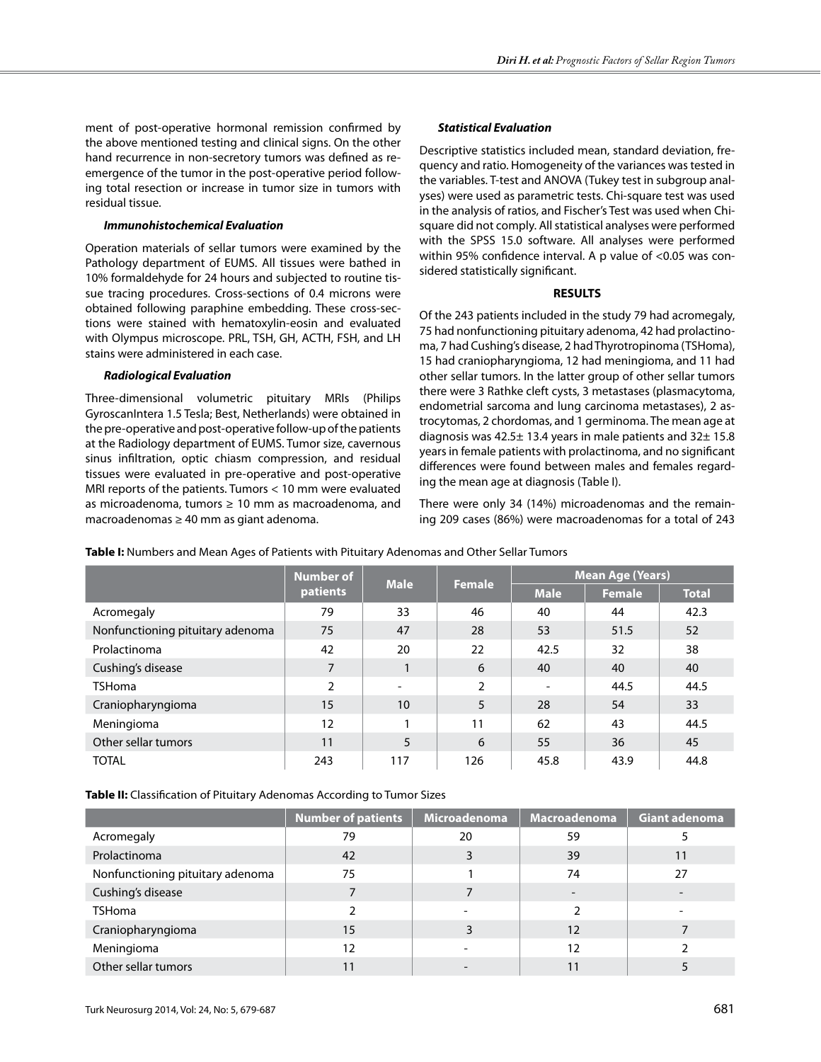ment of post-operative hormonal remission confirmed by the above mentioned testing and clinical signs. On the other hand recurrence in non-secretory tumors was defined as re-emergence of the tumor in the post-operative period following total resection or increase in tumor size in tumors with residual tissue.

#### *Immunohistochemical Evaluation*

Operation materials of sellar tumors were examined by the Pathology department of EUMS. All tissues were bathed in 10% formaldehyde for 24 hours and subjected to routine tissue tracing procedures. Cross-sections of 0.4 microns were obtained following paraphine embedding. These cross-sections were stained with hematoxylin-eosin and evaluated with Olympus microscope. PRL, TSH, GH, ACTH, FSH, and LH stains were administered in each case.

#### *Radiological Evaluation*

Three-dimensional volumetric pituitary MRIs (Philips GyroscanIntera 1.5 Tesla; Best, Netherlands) were obtained in the pre-operative and post-operative follow-up of the patients at the Radiology department of EUMS. Tumor size, cavernous sinus infiltration, optic chiasm compression, and residual tissues were evaluated in pre-operative and post-operative MRI reports of the patients. Tumors < 10 mm were evaluated as microadenoma, tumors ≥ 10 mm as macroadenoma, and macroadenomas ≥ 40 mm as giant adenoma.

#### *Statistical Evaluation*

Descriptive statistics included mean, standard deviation, frequency and ratio. Homogeneity of the variances was tested in the variables. T-test and ANOVA (Tukey test in subgroup analyses) were used as parametric tests. Chi-square test was used in the analysis of ratios, and Fischer's Test was used when Chi-square did not comply. All statistical analyses were performed with the SPSS 15.0 software. All analyses were performed within 95% confidence interval. A p value of <0.05 was considered statistically significant.

## RESULTS

Of the 243 patients included in the study 79 had acromegaly, 75 had nonfunctioning pituitary adenoma, 42 had prolactinoma, 7 had Cushing's disease, 2 had Thyrotropinoma (TSHoma), 15 had craniopharyngioma, 12 had meningioma, and 11 had other sellar tumors. In the latter group of other sellar tumors there were 3 Rathke cleft cysts, 3 metastases (plasmacytoma, endometrial sarcoma and lung carcinoma metastases), 2 astrocytomas, 2 chordomas, and 1 germinoma. The mean age at diagnosis was 42.5± 13.4 years in male patients and 32± 15.8 years in female patients with prolactinoma, and no significant differences were found between males and females regarding the mean age at diagnosis (Table I).

There were only 34 (14%) microadenomas and the remaining 209 cases (86%) were macroadenomas for a total of 243

**Table I:** Numbers and Mean Ages of Patients with Pituitary Adenomas and Other Sellar Tumors

| | Number of patients | Male | Female | Mean Age (Years) | | |
|---|---|---|---|---|---|---|
| | | | | Male | Female | Total |
| Acromegaly | 79 | 33 | 46 | 40 | 44 | 42.3 |
| Nonfunctioning pituitary adenoma | 75 | 47 | 28 | 53 | 51.5 | 52 |
| Prolactinoma | 42 | 20 | 22 | 42.5 | 32 | 38 |
| Cushing's disease | 7 | 1 | 6 | 40 | 40 | 40 |
| TSHoma | 2 | - | 2 | - | 44.5 | 44.5 |
| Craniopharyngioma | 15 | 10 | 5 | 28 | 54 | 33 |
| Meningioma | 12 | 1 | 11 | 62 | 43 | 44.5 |
| Other sellar tumors | 11 | 5 | 6 | 55 | 36 | 45 |
| TOTAL | 243 | 117 | 126 | 45.8 | 43.9 | 44.8 |

**Table II:** Classification of Pituitary Adenomas According to Tumor Sizes

| | Number of patients | Microadenoma | Macroadenoma | Giant adenoma |
|---|---|---|---|---|
| Acromegaly | 79 | 20 | 59 | 5 |
| Prolactinoma | 42 | 3 | 39 | 11 |
| Nonfunctioning pituitary adenoma | 75 | 1 | 74 | 27 |
| Cushing's disease | 7 | 7 | - | - |
| TSHoma | 2 | - | 2 | - |
| Craniopharyngioma | 15 | 3 | 12 | 7 |
| Meningioma | 12 | - | 12 | 2 |
| Other sellar tumors | 11 | - | 11 | 5 |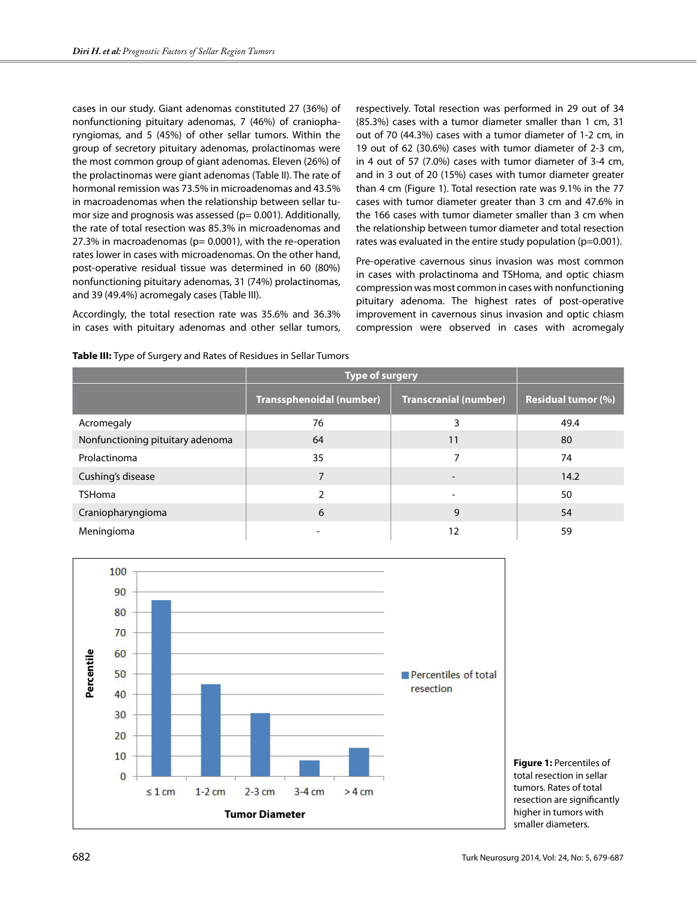cases in our study. Giant adenomas constituted 27 (36%) of nonfunctioning pituitary adenomas, 7 (46%) of craniopharyngiomas, and 5 (45%) of other sellar tumors. Within the group of secretory pituitary adenomas, prolactinomas were the most common group of giant adenomas. Eleven (26%) of the prolactinomas were giant adenomas (Table II). The rate of hormonal remission was 73.5% in microadenomas and 43.5% in macroadenomas when the relationship between sellar tumor size and prognosis was assessed (p= 0.001). Additionally, the rate of total resection was 85.3% in microadenomas and 27.3% in macroadenomas (p= 0.0001), with the re-operation rates lower in cases with microadenomas. On the other hand, post-operative residual tissue was determined in 60 (80%) nonfunctioning pituitary adenomas, 31 (74%) prolactinomas, and 39 (49.4%) acromegaly cases (Table III).

Accordingly, the total resection rate was 35.6% and 36.3% in cases with pituitary adenomas and other sellar tumors, respectively. Total resection was performed in 29 out of 34 (85.3%) cases with a tumor diameter smaller than 1 cm, 31 out of 70 (44.3%) cases with a tumor diameter of 1-2 cm, in 19 out of 62 (30.6%) cases with tumor diameter of 2-3 cm, in 4 out of 57 (7.0%) cases with tumor diameter of 3-4 cm, and in 3 out of 20 (15%) cases with tumor diameter greater than 4 cm (Figure 1). Total resection rate was 9.1% in the 77 cases with tumor diameter greater than 3 cm and 47.6% in the 166 cases with tumor diameter smaller than 3 cm when the relationship between tumor diameter and total resection rates was evaluated in the entire study population (p=0.001).

Pre-operative cavernous sinus invasion was most common in cases with prolactinoma and TSHoma, and optic chiasm compression was most common in cases with nonfunctioning pituitary adenoma. The highest rates of post-operative improvement in cavernous sinus invasion and optic chiasm compression were observed in cases with acromegaly

**Table III:** Type of Surgery and Rates of Residues in Sellar Tumors

| | Type of surgery | | |
|---|---|---|---|
| | **Transsphenoidal (number)** | **Transcranial (number)** | **Residual tumor (%)** |
| Acromegaly | 76 | 3 | 49.4 |
| Nonfunctioning pituitary adenoma | 64 | 11 | 80 |
| Prolactinoma | 35 | 7 | 74 |
| Cushing's disease | 7 | - | 14.2 |
| TSHoma | 2 | - | 50 |
| Craniopharyngioma | 6 | 9 | 54 |
| Meningioma | - | 12 | 59 |

**Figure 1:** Percentiles of total resection in sellar tumors. Rates of total resection are significantly higher in tumors with smaller diameters.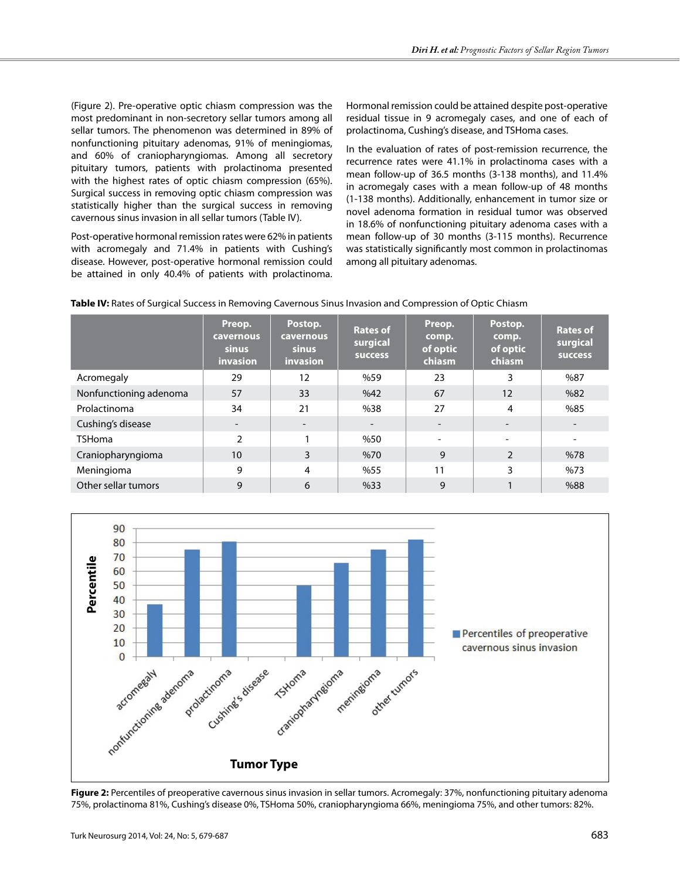(Figure 2). Pre-operative optic chiasm compression was the most predominant in non-secretory sellar tumors among all sellar tumors. The phenomenon was determined in 89% of nonfunctioning pituitary adenomas, 91% of meningiomas, and 60% of craniopharyngiomas. Among all secretory pituitary tumors, patients with prolactinoma presented with the highest rates of optic chiasm compression (65%). Surgical success in removing optic chiasm compression was statistically higher than the surgical success in removing cavernous sinus invasion in all sellar tumors (Table IV).

Post-operative hormonal remission rates were 62% in patients with acromegaly and 71.4% in patients with Cushing's disease. However, post-operative hormonal remission could be attained in only 40.4% of patients with prolactinoma. Hormonal remission could be attained despite post-operative residual tissue in 9 acromegaly cases, and one of each of prolactinoma, Cushing's disease, and TSHoma cases.

In the evaluation of rates of post-remission recurrence, the recurrence rates were 41.1% in prolactinoma cases with a mean follow-up of 36.5 months (3-138 months), and 11.4% in acromegaly cases with a mean follow-up of 48 months (1-138 months). Additionally, enhancement in tumor size or novel adenoma formation in residual tumor was observed in 18.6% of nonfunctioning pituitary adenoma cases with a mean follow-up of 30 months (3-115 months). Recurrence was statistically significantly most common in prolactinomas among all pituitary adenomas.

**Table IV:** Rates of Surgical Success in Removing Cavernous Sinus Invasion and Compression of Optic Chiasm

| | Preop. cavernous sinus invasion | Postop. cavernous sinus invasion | Rates of surgical success | Preop. comp. of optic chiasm | Postop. comp. of optic chiasm | Rates of surgical success |
|---|---|---|---|---|---|---|
| Acromegaly | 29 | 12 | %59 | 23 | 3 | %87 |
| Nonfunctioning adenoma | 57 | 33 | %42 | 67 | 12 | %82 |
| Prolactinoma | 34 | 21 | %38 | 27 | 4 | %85 |
| Cushing's disease | - | - | - | - | - | - |
| TSHoma | 2 | 1 | %50 | - | - | - |
| Craniopharyngioma | 10 | 3 | %70 | 9 | 2 | %78 |
| Meningioma | 9 | 4 | %55 | 11 | 3 | %73 |
| Other sellar tumors | 9 | 6 | %33 | 9 | 1 | %88 |

**Figure 2:** Percentiles of preoperative cavernous sinus invasion in sellar tumors. Acromegaly: 37%, nonfunctioning pituitary adenoma 75%, prolactinoma 81%, Cushing's disease 0%, TSHoma 50%, craniopharyngioma 66%, meningioma 75%, and other tumors: 82%.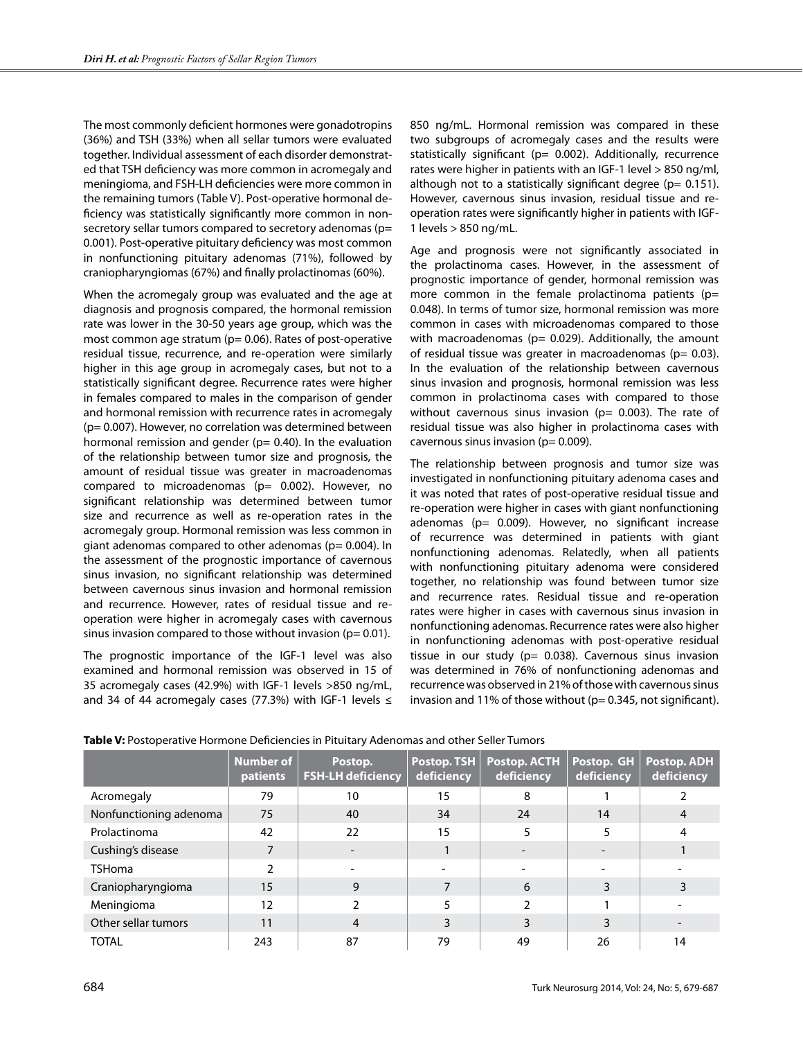The most commonly deficient hormones were gonadotropins (36%) and TSH (33%) when all sellar tumors were evaluated together. Individual assessment of each disorder demonstrated that TSH deficiency was more common in acromegaly and meningioma, and FSH-LH deficiencies were more common in the remaining tumors (Table V). Post-operative hormonal deficiency was statistically significantly more common in nonsecretory sellar tumors compared to secretory adenomas (p= 0.001). Post-operative pituitary deficiency was most common in nonfunctioning pituitary adenomas (71%), followed by craniopharyngiomas (67%) and finally prolactinomas (60%).

When the acromegaly group was evaluated and the age at diagnosis and prognosis compared, the hormonal remission rate was lower in the 30-50 years age group, which was the most common age stratum (p= 0.06). Rates of post-operative residual tissue, recurrence, and re-operation were similarly higher in this age group in acromegaly cases, but not to a statistically significant degree. Recurrence rates were higher in females compared to males in the comparison of gender and hormonal remission with recurrence rates in acromegaly (p= 0.007). However, no correlation was determined between hormonal remission and gender (p= 0.40). In the evaluation of the relationship between tumor size and prognosis, the amount of residual tissue was greater in macroadenomas compared to microadenomas (p= 0.002). However, no significant relationship was determined between tumor size and recurrence as well as re-operation rates in the acromegaly group. Hormonal remission was less common in giant adenomas compared to other adenomas (p= 0.004). In the assessment of the prognostic importance of cavernous sinus invasion, no significant relationship was determined between cavernous sinus invasion and hormonal remission and recurrence. However, rates of residual tissue and re-operation were higher in acromegaly cases with cavernous sinus invasion compared to those without invasion (p= 0.01).

The prognostic importance of the IGF-1 level was also examined and hormonal remission was observed in 15 of 35 acromegaly cases (42.9%) with IGF-1 levels >850 ng/mL, and 34 of 44 acromegaly cases (77.3%) with IGF-1 levels ≤ 850 ng/mL. Hormonal remission was compared in these two subgroups of acromegaly cases and the results were statistically significant (p= 0.002). Additionally, recurrence rates were higher in patients with an IGF-1 level > 850 ng/ml, although not to a statistically significant degree (p= 0.151). However, cavernous sinus invasion, residual tissue and re-operation rates were significantly higher in patients with IGF-1 levels > 850 ng/mL.

Age and prognosis were not significantly associated in the prolactinoma cases. However, in the assessment of prognostic importance of gender, hormonal remission was more common in the female prolactinoma patients (p= 0.048). In terms of tumor size, hormonal remission was more common in cases with microadenomas compared to those with macroadenomas (p= 0.029). Additionally, the amount of residual tissue was greater in macroadenomas (p= 0.03). In the evaluation of the relationship between cavernous sinus invasion and prognosis, hormonal remission was less common in prolactinoma cases with compared to those without cavernous sinus invasion (p= 0.003). The rate of residual tissue was also higher in prolactinoma cases with cavernous sinus invasion (p= 0.009).

The relationship between prognosis and tumor size was investigated in nonfunctioning pituitary adenoma cases and it was noted that rates of post-operative residual tissue and re-operation were higher in cases with giant nonfunctioning adenomas (p= 0.009). However, no significant increase of recurrence was determined in patients with giant nonfunctioning adenomas. Relatedly, when all patients with nonfunctioning pituitary adenoma were considered together, no relationship was found between tumor size and recurrence rates. Residual tissue and re-operation rates were higher in cases with cavernous sinus invasion in nonfunctioning adenomas. Recurrence rates were also higher in nonfunctioning adenomas with post-operative residual tissue in our study (p= 0.038). Cavernous sinus invasion was determined in 76% of nonfunctioning adenomas and recurrence was observed in 21% of those with cavernous sinus invasion and 11% of those without (p= 0.345, not significant).

**Table V:** Postoperative Hormone Deficiencies in Pituitary Adenomas and other Seller Tumors

| | Number of patients | Postop. FSH-LH deficiency | Postop. TSH deficiency | Postop. ACTH deficiency | Postop. GH deficiency | Postop. ADH deficiency |
|---|---|---|---|---|---|---|
| Acromegaly | 79 | 10 | 15 | 8 | 1 | 2 |
| Nonfunctioning adenoma | 75 | 40 | 34 | 24 | 14 | 4 |
| Prolactinoma | 42 | 22 | 15 | 5 | 5 | 4 |
| Cushing's disease | 7 | - | 1 | - | - | 1 |
| TSHoma | 2 | - | - | - | - | - |
| Craniopharyngioma | 15 | 9 | 7 | 6 | 3 | 3 |
| Meningioma | 12 | 2 | 5 | 2 | 1 | - |
| Other sellar tumors | 11 | 4 | 3 | 3 | 3 | - |
| TOTAL | 243 | 87 | 79 | 49 | 26 | 14 |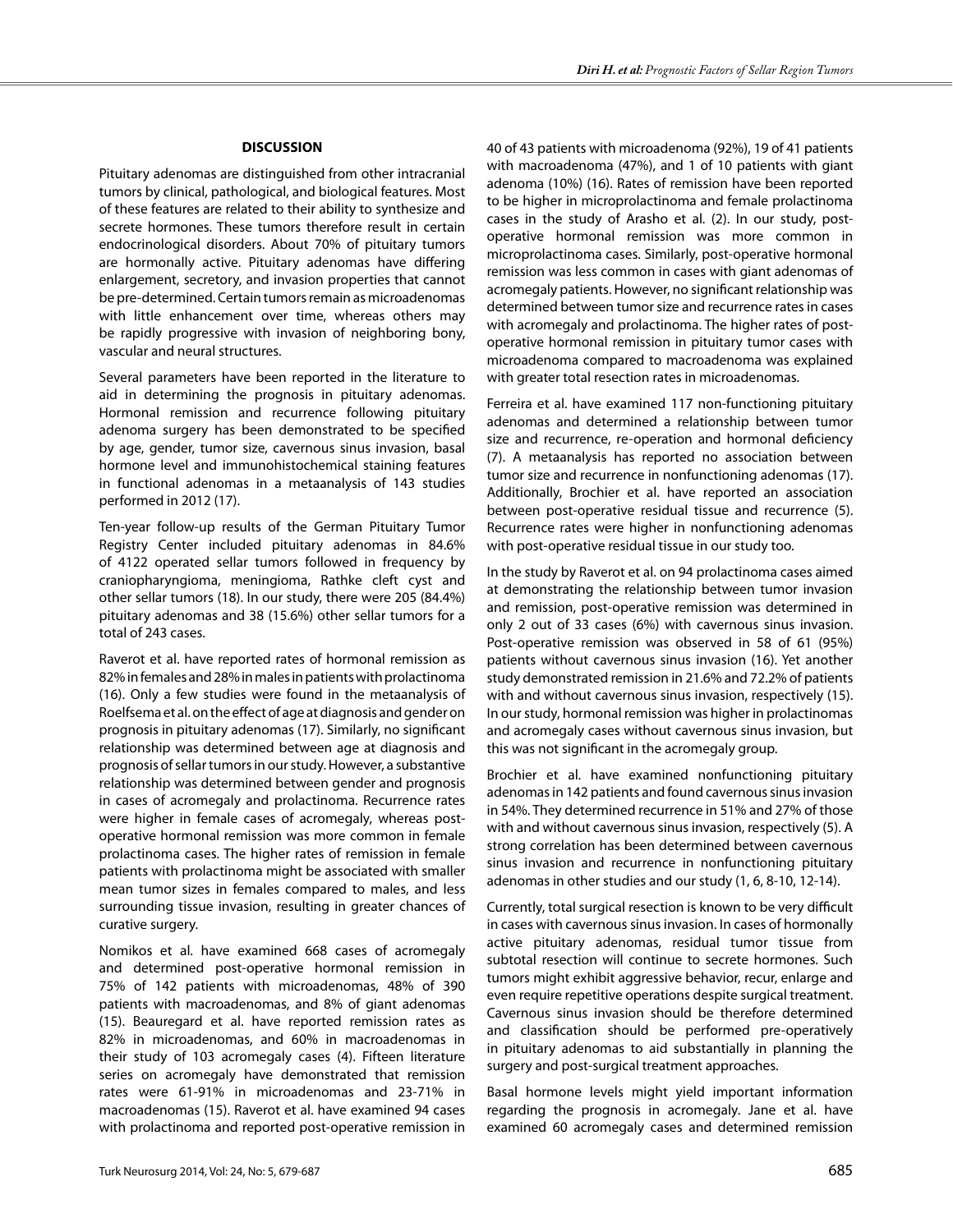## DISCUSSION

Pituitary adenomas are distinguished from other intracranial tumors by clinical, pathological, and biological features. Most of these features are related to their ability to synthesize and secrete hormones. These tumors therefore result in certain endocrinological disorders. About 70% of pituitary tumors are hormonally active. Pituitary adenomas have differing enlargement, secretory, and invasion properties that cannot be pre-determined. Certain tumors remain as microadenomas with little enhancement over time, whereas others may be rapidly progressive with invasion of neighboring bony, vascular and neural structures.

Several parameters have been reported in the literature to aid in determining the prognosis in pituitary adenomas. Hormonal remission and recurrence following pituitary adenoma surgery has been demonstrated to be specified by age, gender, tumor size, cavernous sinus invasion, basal hormone level and immunohistochemical staining features in functional adenomas in a metaanalysis of 143 studies performed in 2012 (17).

Ten-year follow-up results of the German Pituitary Tumor Registry Center included pituitary adenomas in 84.6% of 4122 operated sellar tumors followed in frequency by craniopharyngioma, meningioma, Rathke cleft cyst and other sellar tumors (18). In our study, there were 205 (84.4%) pituitary adenomas and 38 (15.6%) other sellar tumors for a total of 243 cases.

Raverot et al. have reported rates of hormonal remission as 82% in females and 28% in males in patients with prolactinoma (16). Only a few studies were found in the metaanalysis of Roelfsema et al. on the effect of age at diagnosis and gender on prognosis in pituitary adenomas (17). Similarly, no significant relationship was determined between age at diagnosis and prognosis of sellar tumors in our study. However, a substantive relationship was determined between gender and prognosis in cases of acromegaly and prolactinoma. Recurrence rates were higher in female cases of acromegaly, whereas post-operative hormonal remission was more common in female prolactinoma cases. The higher rates of remission in female patients with prolactinoma might be associated with smaller mean tumor sizes in females compared to males, and less surrounding tissue invasion, resulting in greater chances of curative surgery.

Nomikos et al. have examined 668 cases of acromegaly and determined post-operative hormonal remission in 75% of 142 patients with microadenomas, 48% of 390 patients with macroadenomas, and 8% of giant adenomas (15). Beauregard et al. have reported remission rates as 82% in microadenomas, and 60% in macroadenomas in their study of 103 acromegaly cases (4). Fifteen literature series on acromegaly have demonstrated that remission rates were 61-91% in microadenomas and 23-71% in macroadenomas (15). Raverot et al. have examined 94 cases with prolactinoma and reported post-operative remission in 40 of 43 patients with microadenoma (92%), 19 of 41 patients with macroadenoma (47%), and 1 of 10 patients with giant adenoma (10%) (16). Rates of remission have been reported to be higher in microprolactinoma and female prolactinoma cases in the study of Arasho et al. (2). In our study, post-operative hormonal remission was more common in microprolactinoma cases. Similarly, post-operative hormonal remission was less common in cases with giant adenomas of acromegaly patients. However, no significant relationship was determined between tumor size and recurrence rates in cases with acromegaly and prolactinoma. The higher rates of post-operative hormonal remission in pituitary tumor cases with microadenoma compared to macroadenoma was explained with greater total resection rates in microadenomas.

Ferreira et al. have examined 117 non-functioning pituitary adenomas and determined a relationship between tumor size and recurrence, re-operation and hormonal deficiency (7). A metaanalysis has reported no association between tumor size and recurrence in nonfunctioning adenomas (17). Additionally, Brochier et al. have reported an association between post-operative residual tissue and recurrence (5). Recurrence rates were higher in nonfunctioning adenomas with post-operative residual tissue in our study too.

In the study by Raverot et al. on 94 prolactinoma cases aimed at demonstrating the relationship between tumor invasion and remission, post-operative remission was determined in only 2 out of 33 cases (6%) with cavernous sinus invasion. Post-operative remission was observed in 58 of 61 (95%) patients without cavernous sinus invasion (16). Yet another study demonstrated remission in 21.6% and 72.2% of patients with and without cavernous sinus invasion, respectively (15). In our study, hormonal remission was higher in prolactinomas and acromegaly cases without cavernous sinus invasion, but this was not significant in the acromegaly group.

Brochier et al. have examined nonfunctioning pituitary adenomas in 142 patients and found cavernous sinus invasion in 54%. They determined recurrence in 51% and 27% of those with and without cavernous sinus invasion, respectively (5). A strong correlation has been determined between cavernous sinus invasion and recurrence in nonfunctioning pituitary adenomas in other studies and our study (1, 6, 8-10, 12-14).

Currently, total surgical resection is known to be very difficult in cases with cavernous sinus invasion. In cases of hormonally active pituitary adenomas, residual tumor tissue from subtotal resection will continue to secrete hormones. Such tumors might exhibit aggressive behavior, recur, enlarge and even require repetitive operations despite surgical treatment. Cavernous sinus invasion should be therefore determined and classification should be performed pre-operatively in pituitary adenomas to aid substantially in planning the surgery and post-surgical treatment approaches.

Basal hormone levels might yield important information regarding the prognosis in acromegaly. Jane et al. have examined 60 acromegaly cases and determined remission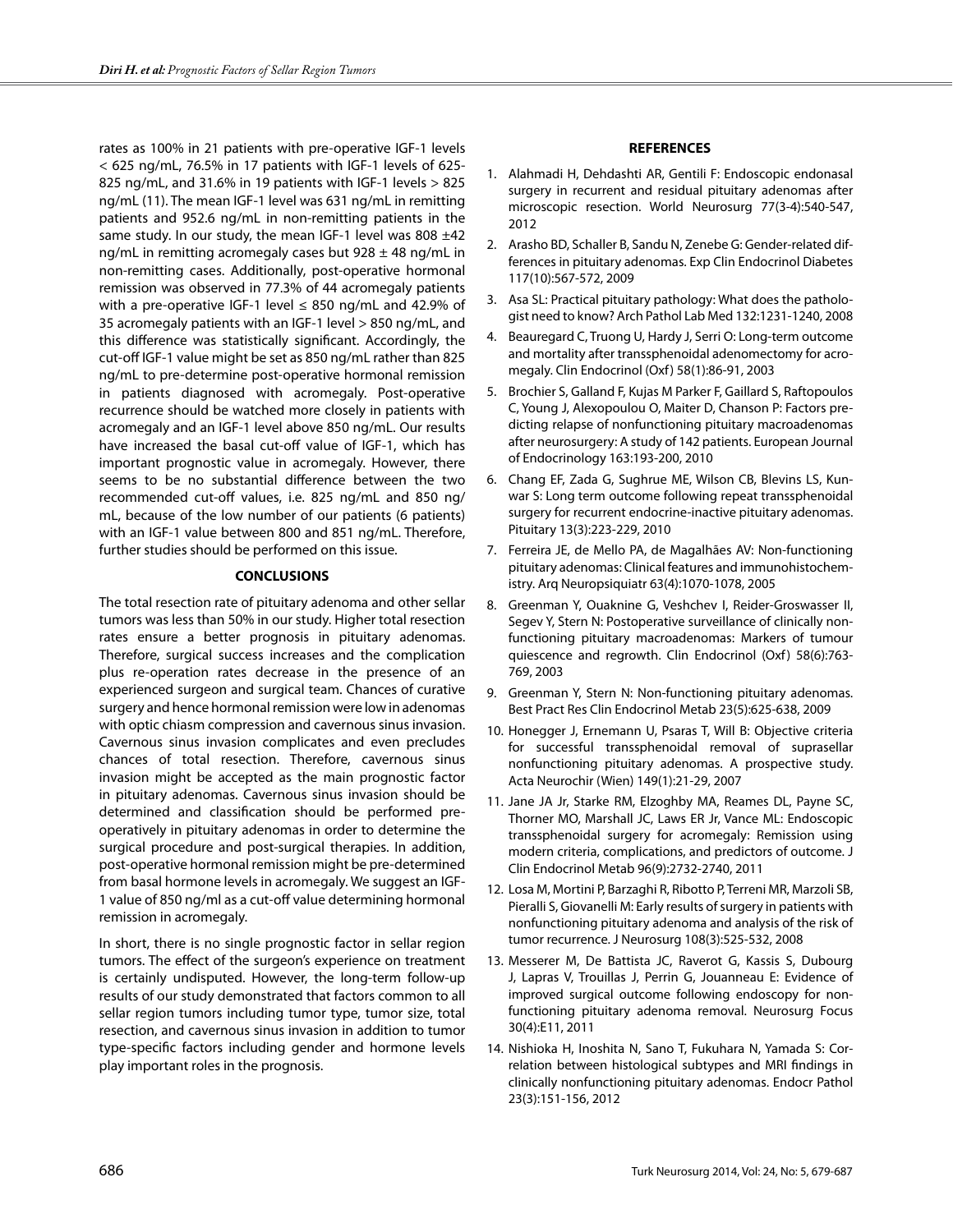rates as 100% in 21 patients with pre-operative IGF-1 levels < 625 ng/mL, 76.5% in 17 patients with IGF-1 levels of 625-825 ng/mL, and 31.6% in 19 patients with IGF-1 levels > 825 ng/mL (11). The mean IGF-1 level was 631 ng/mL in remitting patients and 952.6 ng/mL in non-remitting patients in the same study. In our study, the mean IGF-1 level was 808 ±42 ng/mL in remitting acromegaly cases but 928 ± 48 ng/mL in non-remitting cases. Additionally, post-operative hormonal remission was observed in 77.3% of 44 acromegaly patients with a pre-operative IGF-1 level ≤ 850 ng/mL and 42.9% of 35 acromegaly patients with an IGF-1 level > 850 ng/mL, and this difference was statistically significant. Accordingly, the cut-off IGF-1 value might be set as 850 ng/mL rather than 825 ng/mL to pre-determine post-operative hormonal remission in patients diagnosed with acromegaly. Post-operative recurrence should be watched more closely in patients with acromegaly and an IGF-1 level above 850 ng/mL. Our results have increased the basal cut-off value of IGF-1, which has important prognostic value in acromegaly. However, there seems to be no substantial difference between the two recommended cut-off values, i.e. 825 ng/mL and 850 ng/mL, because of the low number of our patients (6 patients) with an IGF-1 value between 800 and 851 ng/mL. Therefore, further studies should be performed on this issue.

## CONCLUSIONS

The total resection rate of pituitary adenoma and other sellar tumors was less than 50% in our study. Higher total resection rates ensure a better prognosis in pituitary adenomas. Therefore, surgical success increases and the complication plus re-operation rates decrease in the presence of an experienced surgeon and surgical team. Chances of curative surgery and hence hormonal remission were low in adenomas with optic chiasm compression and cavernous sinus invasion. Cavernous sinus invasion complicates and even precludes chances of total resection. Therefore, cavernous sinus invasion might be accepted as the main prognostic factor in pituitary adenomas. Cavernous sinus invasion should be determined and classification should be performed pre-operatively in pituitary adenomas in order to determine the surgical procedure and post-surgical therapies. In addition, post-operative hormonal remission might be pre-determined from basal hormone levels in acromegaly. We suggest an IGF-1 value of 850 ng/ml as a cut-off value determining hormonal remission in acromegaly.

In short, there is no single prognostic factor in sellar region tumors. The effect of the surgeon's experience on treatment is certainly undisputed. However, the long-term follow-up results of our study demonstrated that factors common to all sellar region tumors including tumor type, tumor size, total resection, and cavernous sinus invasion in addition to tumor type-specific factors including gender and hormone levels play important roles in the prognosis.

## REFERENCES

1. Alahmadi H, Dehdashti AR, Gentili F: Endoscopic endonasal surgery in recurrent and residual pituitary adenomas after microscopic resection. World Neurosurg 77(3-4):540-547, 2012
2. Arasho BD, Schaller B, Sandu N, Zenebe G: Gender-related differences in pituitary adenomas. Exp Clin Endocrinol Diabetes 117(10):567-572, 2009
3. Asa SL: Practical pituitary pathology: What does the pathologist need to know? Arch Pathol Lab Med 132:1231-1240, 2008
4. Beauregard C, Truong U, Hardy J, Serri O: Long-term outcome and mortality after transsphenoidal adenomectomy for acromegaly. Clin Endocrinol (Oxf) 58(1):86-91, 2003
5. Brochier S, Galland F, Kujas M Parker F, Gaillard S, Raftopoulos C, Young J, Alexopoulou O, Maiter D, Chanson P: Factors predicting relapse of nonfunctioning pituitary macroadenomas after neurosurgery: A study of 142 patients. European Journal of Endocrinology 163:193-200, 2010
6. Chang EF, Zada G, Sughrue ME, Wilson CB, Blevins LS, Kunwar S: Long term outcome following repeat transsphenoidal surgery for recurrent endocrine-inactive pituitary adenomas. Pituitary 13(3):223-229, 2010
7. Ferreira JE, de Mello PA, de Magalhães AV: Non-functioning pituitary adenomas: Clinical features and immunohistochemistry. Arq Neuropsiquiatr 63(4):1070-1078, 2005
8. Greenman Y, Ouaknine G, Veshchev I, Reider-Groswasser II, Segev Y, Stern N: Postoperative surveillance of clinically non-functioning pituitary macroadenomas: Markers of tumour quiescence and regrowth. Clin Endocrinol (Oxf) 58(6):763-769, 2003
9. Greenman Y, Stern N: Non-functioning pituitary adenomas. Best Pract Res Clin Endocrinol Metab 23(5):625-638, 2009
10. Honegger J, Ernemann U, Psaras T, Will B: Objective criteria for successful transsphenoidal removal of suprasellar nonfunctioning pituitary adenomas. A prospective study. Acta Neurochir (Wien) 149(1):21-29, 2007
11. Jane JA Jr, Starke RM, Elzoghby MA, Reames DL, Payne SC, Thorner MO, Marshall JC, Laws ER Jr, Vance ML: Endoscopic transsphenoidal surgery for acromegaly: Remission using modern criteria, complications, and predictors of outcome. J Clin Endocrinol Metab 96(9):2732-2740, 2011
12. Losa M, Mortini P, Barzaghi R, Ribotto P, Terreni MR, Marzoli SB, Pieralli S, Giovanelli M: Early results of surgery in patients with nonfunctioning pituitary adenoma and analysis of the risk of tumor recurrence. J Neurosurg 108(3):525-532, 2008
13. Messerer M, De Battista JC, Raverot G, Kassis S, Dubourg J, Lapras V, Trouillas J, Perrin G, Jouanneau E: Evidence of improved surgical outcome following endoscopy for non-functioning pituitary adenoma removal. Neurosurg Focus 30(4):E11, 2011
14. Nishioka H, Inoshita N, Sano T, Fukuhara N, Yamada S: Correlation between histological subtypes and MRI findings in clinically nonfunctioning pituitary adenomas. Endocr Pathol 23(3):151-156, 2012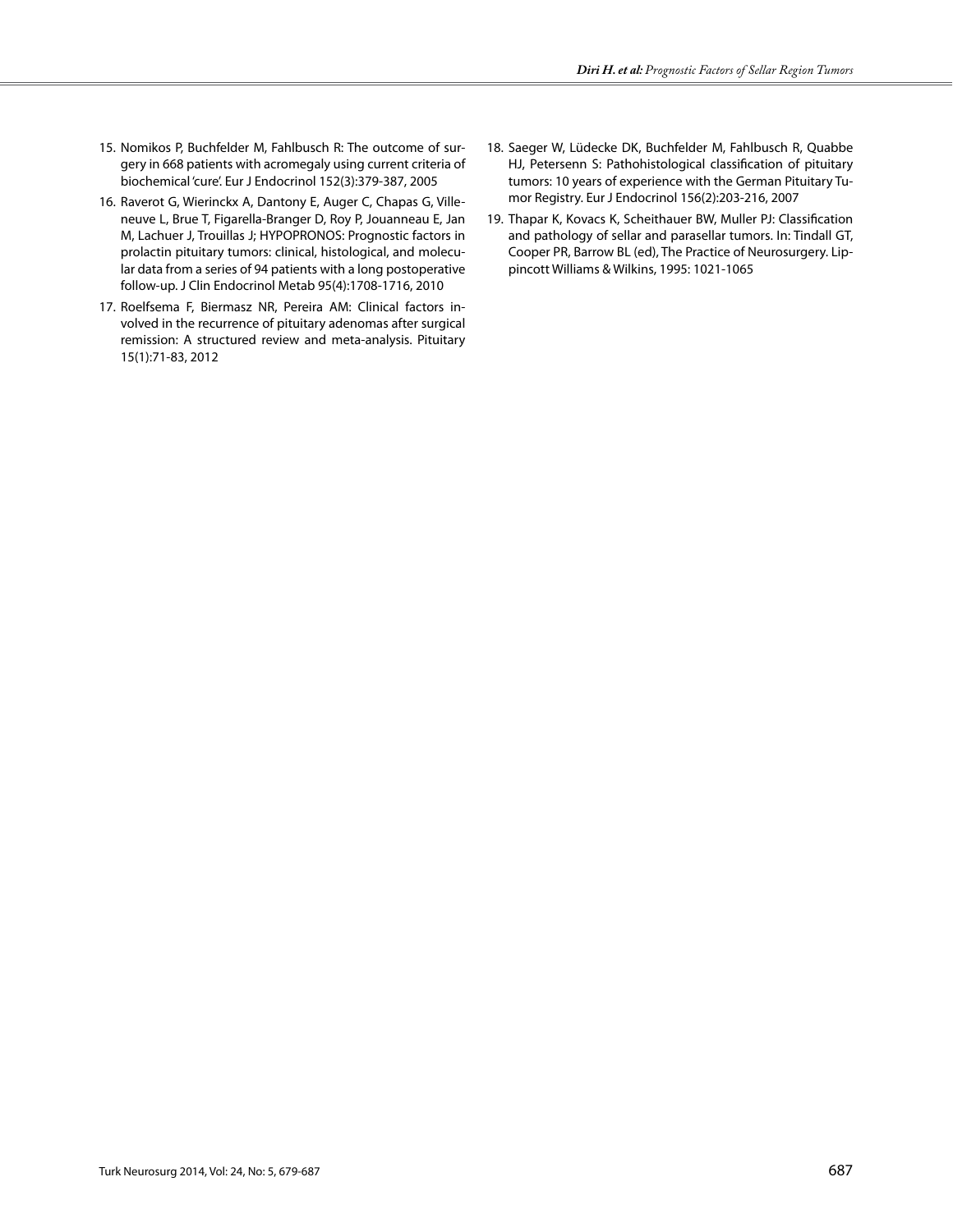15. Nomikos P, Buchfelder M, Fahlbusch R: The outcome of surgery in 668 patients with acromegaly using current criteria of biochemical 'cure'. Eur J Endocrinol 152(3):379-387, 2005

16. Raverot G, Wierinckx A, Dantony E, Auger C, Chapas G, Villeneuve L, Brue T, Figarella-Branger D, Roy P, Jouanneau E, Jan M, Lachuer J, Trouillas J; HYPOPRONOS: Prognostic factors in prolactin pituitary tumors: clinical, histological, and molecular data from a series of 94 patients with a long postoperative follow-up. J Clin Endocrinol Metab 95(4):1708-1716, 2010

17. Roelfsema F, Biermasz NR, Pereira AM: Clinical factors involved in the recurrence of pituitary adenomas after surgical remission: A structured review and meta-analysis. Pituitary 15(1):71-83, 2012

18. Saeger W, Lüdecke DK, Buchfelder M, Fahlbusch R, Quabbe HJ, Petersenn S: Pathohistological classification of pituitary tumors: 10 years of experience with the German Pituitary Tumor Registry. Eur J Endocrinol 156(2):203-216, 2007

19. Thapar K, Kovacs K, Scheithauer BW, Muller PJ: Classification and pathology of sellar and parasellar tumors. In: Tindall GT, Cooper PR, Barrow BL (ed), The Practice of Neurosurgery. Lippincott Williams & Wilkins, 1995: 1021-1065